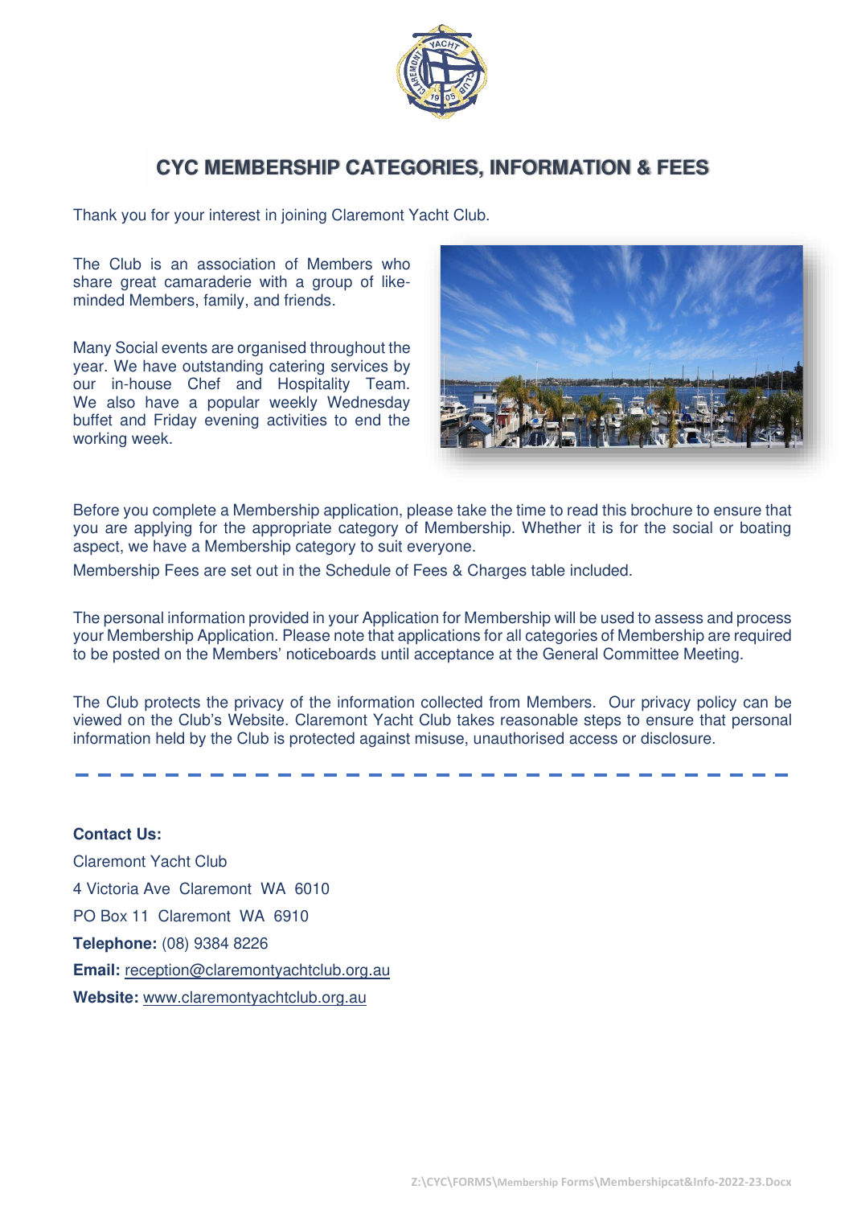# CYC MEMBERSHIP CATEGORIES, INFORMATION & FEES

Thank you for your interest in joining Claremont Yacht Club.

The Club is an association of Members who share great camaraderie with a group of like-minded Members, family, and friends.

Many Social events are organised throughout the year. We have outstanding catering services by our in-house Chef and Hospitality Team. We also have a popular weekly Wednesday buffet and Friday evening activities to end the working week.

Before you complete a Membership application, please take the time to read this brochure to ensure that you are applying for the appropriate category of Membership. Whether it is for the social or boating aspect, we have a Membership category to suit everyone.

Membership Fees are set out in the Schedule of Fees & Charges table included.

The personal information provided in your Application for Membership will be used to assess and process your Membership Application. Please note that applications for all categories of Membership are required to be posted on the Members' noticeboards until acceptance at the General Committee Meeting.

The Club protects the privacy of the information collected from Members. Our privacy policy can be viewed on the Club's Website. Claremont Yacht Club takes reasonable steps to ensure that personal information held by the Club is protected against misuse, unauthorised access or disclosure.

---

**Contact Us:**

Claremont Yacht Club

4 Victoria Ave Claremont WA 6010

PO Box 11 Claremont WA 6910

**Telephone:** (08) 9384 8226

**Email:** reception@claremontyachtclub.org.au

**Website:** www.claremontyachtclub.org.au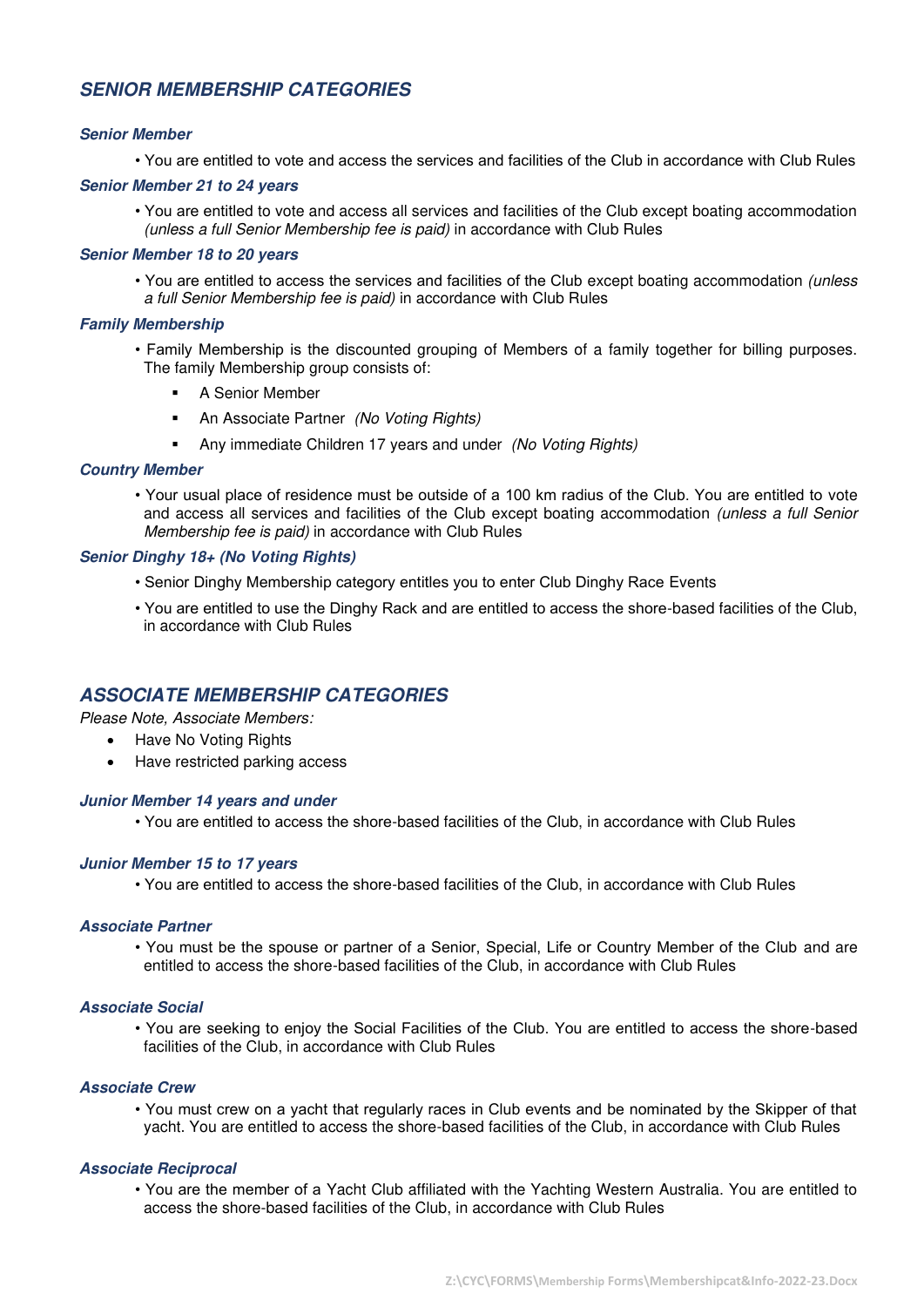## *SENIOR MEMBERSHIP CATEGORIES*

#### *Senior Member*

- You are entitled to vote and access the services and facilities of the Club in accordance with Club Rules

#### *Senior Member 21 to 24 years*

- You are entitled to vote and access all services and facilities of the Club except boating accommodation *(unless a full Senior Membership fee is paid)* in accordance with Club Rules

#### *Senior Member 18 to 20 years*

- You are entitled to access the services and facilities of the Club except boating accommodation *(unless a full Senior Membership fee is paid)* in accordance with Club Rules

#### *Family Membership*

- Family Membership is the discounted grouping of Members of a family together for billing purposes. The family Membership group consists of:
  - A Senior Member
  - An Associate Partner *(No Voting Rights)*
  - Any immediate Children 17 years and under *(No Voting Rights)*

#### *Country Member*

- Your usual place of residence must be outside of a 100 km radius of the Club. You are entitled to vote and access all services and facilities of the Club except boating accommodation *(unless a full Senior Membership fee is paid)* in accordance with Club Rules

#### *Senior Dinghy 18+ (No Voting Rights)*

- Senior Dinghy Membership category entitles you to enter Club Dinghy Race Events
- You are entitled to use the Dinghy Rack and are entitled to access the shore-based facilities of the Club, in accordance with Club Rules

## *ASSOCIATE MEMBERSHIP CATEGORIES*

*Please Note, Associate Members:*

- Have No Voting Rights
- Have restricted parking access

#### *Junior Member 14 years and under*

- You are entitled to access the shore-based facilities of the Club, in accordance with Club Rules

#### *Junior Member 15 to 17 years*

- You are entitled to access the shore-based facilities of the Club, in accordance with Club Rules

#### *Associate Partner*

- You must be the spouse or partner of a Senior, Special, Life or Country Member of the Club and are entitled to access the shore-based facilities of the Club, in accordance with Club Rules

#### *Associate Social*

- You are seeking to enjoy the Social Facilities of the Club. You are entitled to access the shore-based facilities of the Club, in accordance with Club Rules

#### *Associate Crew*

- You must crew on a yacht that regularly races in Club events and be nominated by the Skipper of that yacht. You are entitled to access the shore-based facilities of the Club, in accordance with Club Rules

#### *Associate Reciprocal*

- You are the member of a Yacht Club affiliated with the Yachting Western Australia. You are entitled to access the shore-based facilities of the Club, in accordance with Club Rules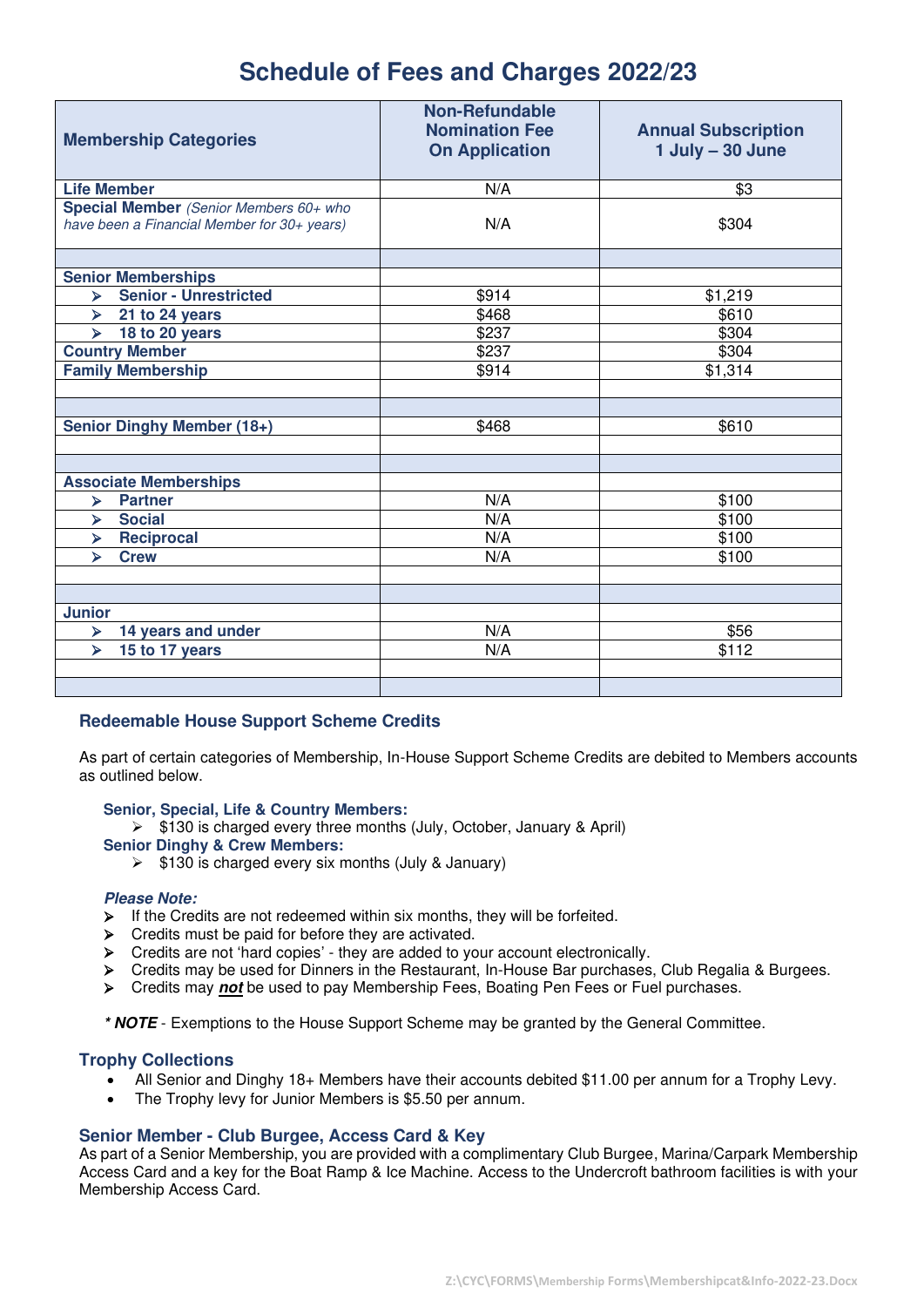# Schedule of Fees and Charges 2022/23

| Membership Categories | Non-Refundable Nomination Fee On Application | Annual Subscription 1 July – 30 June |
|---|---|---|
| **Life Member** | N/A | $3 |
| **Special Member** *(Senior Members 60+ who have been a Financial Member for 30+ years)* | N/A | $304 |
| | | |
| **Senior Memberships** | | |
| ➢ **Senior - Unrestricted** | $914 | $1,219 |
| ➢ **21 to 24 years** | $468 | $610 |
| ➢ **18 to 20 years** | $237 | $304 |
| **Country Member** | $237 | $304 |
| **Family Membership** | $914 | $1,314 |
| | | |
| | | |
| **Senior Dinghy Member (18+)** | $468 | $610 |
| | | |
| | | |
| **Associate Memberships** | | |
| ➢ **Partner** | N/A | $100 |
| ➢ **Social** | N/A | $100 |
| ➢ **Reciprocal** | N/A | $100 |
| ➢ **Crew** | N/A | $100 |
| | | |
| | | |
| **Junior** | | |
| ➢ **14 years and under** | N/A | $56 |
| ➢ **15 to 17 years** | N/A | $112 |
| | | |
| | | |

## Redeemable House Support Scheme Credits

As part of certain categories of Membership, In-House Support Scheme Credits are debited to Members accounts as outlined below.

**Senior, Special, Life & Country Members:**
- $130 is charged every three months (July, October, January & April)

**Senior Dinghy & Crew Members:**
- $130 is charged every six months (July & January)

***Please Note:***
- If the Credits are not redeemed within six months, they will be forfeited.
- Credits must be paid for before they are activated.
- Credits are not 'hard copies' - they are added to your account electronically.
- Credits may be used for Dinners in the Restaurant, In-House Bar purchases, Club Regalia & Burgees.
- Credits may ***not*** be used to pay Membership Fees, Boating Pen Fees or Fuel purchases.

***\* NOTE*** - Exemptions to the House Support Scheme may be granted by the General Committee.

## Trophy Collections

- All Senior and Dinghy 18+ Members have their accounts debited $11.00 per annum for a Trophy Levy.
- The Trophy levy for Junior Members is $5.50 per annum.

## Senior Member - Club Burgee, Access Card & Key

As part of a Senior Membership, you are provided with a complimentary Club Burgee, Marina/Carpark Membership Access Card and a key for the Boat Ramp & Ice Machine. Access to the Undercroft bathroom facilities is with your Membership Access Card.